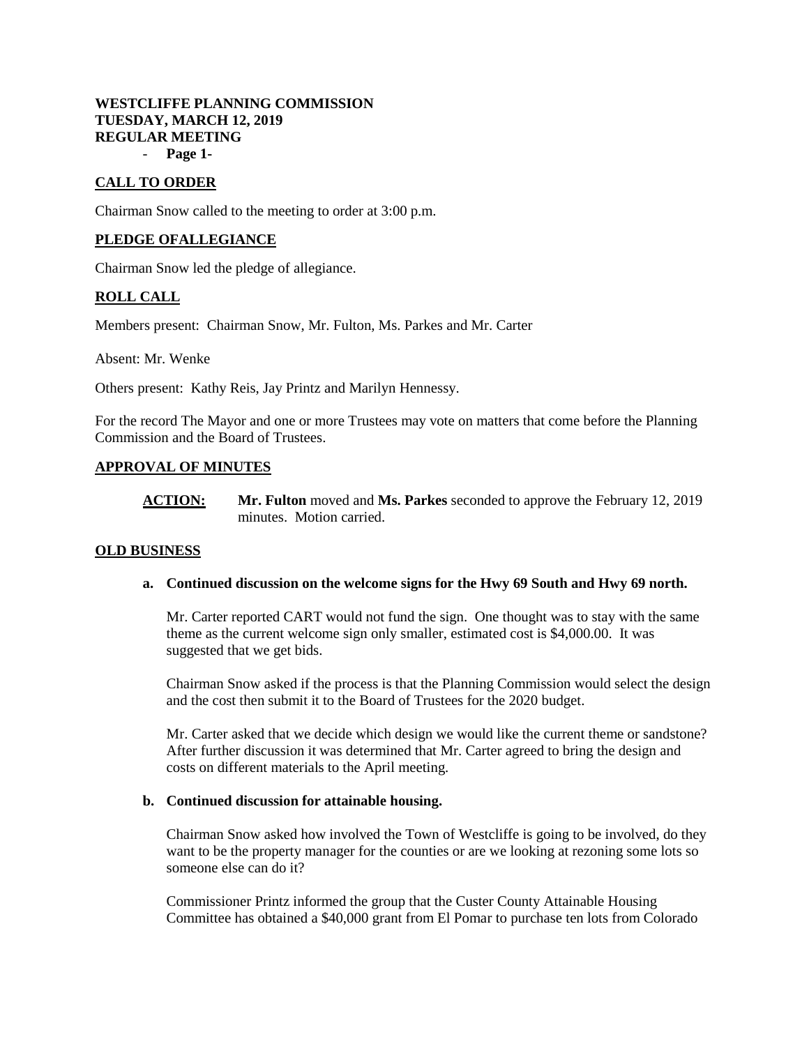**WESTCLIFFE PLANNING COMMISSION**
**TUESDAY, MARCH 12, 2019**
**REGULAR MEETING**

## CALL TO ORDER

Chairman Snow called to the meeting to order at 3:00 p.m.

## PLEDGE OFALLEGIANCE

Chairman Snow led the pledge of allegiance.

## ROLL CALL

Members present: Chairman Snow, Mr. Fulton, Ms. Parkes and Mr. Carter

Absent: Mr. Wenke

Others present: Kathy Reis, Jay Printz and Marilyn Hennessy.

For the record The Mayor and one or more Trustees may vote on matters that come before the Planning Commission and the Board of Trustees.

## APPROVAL OF MINUTES

**ACTION:** **Mr. Fulton** moved and **Ms. Parkes** seconded to approve the February 12, 2019 minutes. Motion carried.

## OLD BUSINESS

**a. Continued discussion on the welcome signs for the Hwy 69 South and Hwy 69 north.**

Mr. Carter reported CART would not fund the sign. One thought was to stay with the same theme as the current welcome sign only smaller, estimated cost is $4,000.00. It was suggested that we get bids.

Chairman Snow asked if the process is that the Planning Commission would select the design and the cost then submit it to the Board of Trustees for the 2020 budget.

Mr. Carter asked that we decide which design we would like the current theme or sandstone? After further discussion it was determined that Mr. Carter agreed to bring the design and costs on different materials to the April meeting.

**b. Continued discussion for attainable housing.**

Chairman Snow asked how involved the Town of Westcliffe is going to be involved, do they want to be the property manager for the counties or are we looking at rezoning some lots so someone else can do it?

Commissioner Printz informed the group that the Custer County Attainable Housing Committee has obtained a $40,000 grant from El Pomar to purchase ten lots from Colorado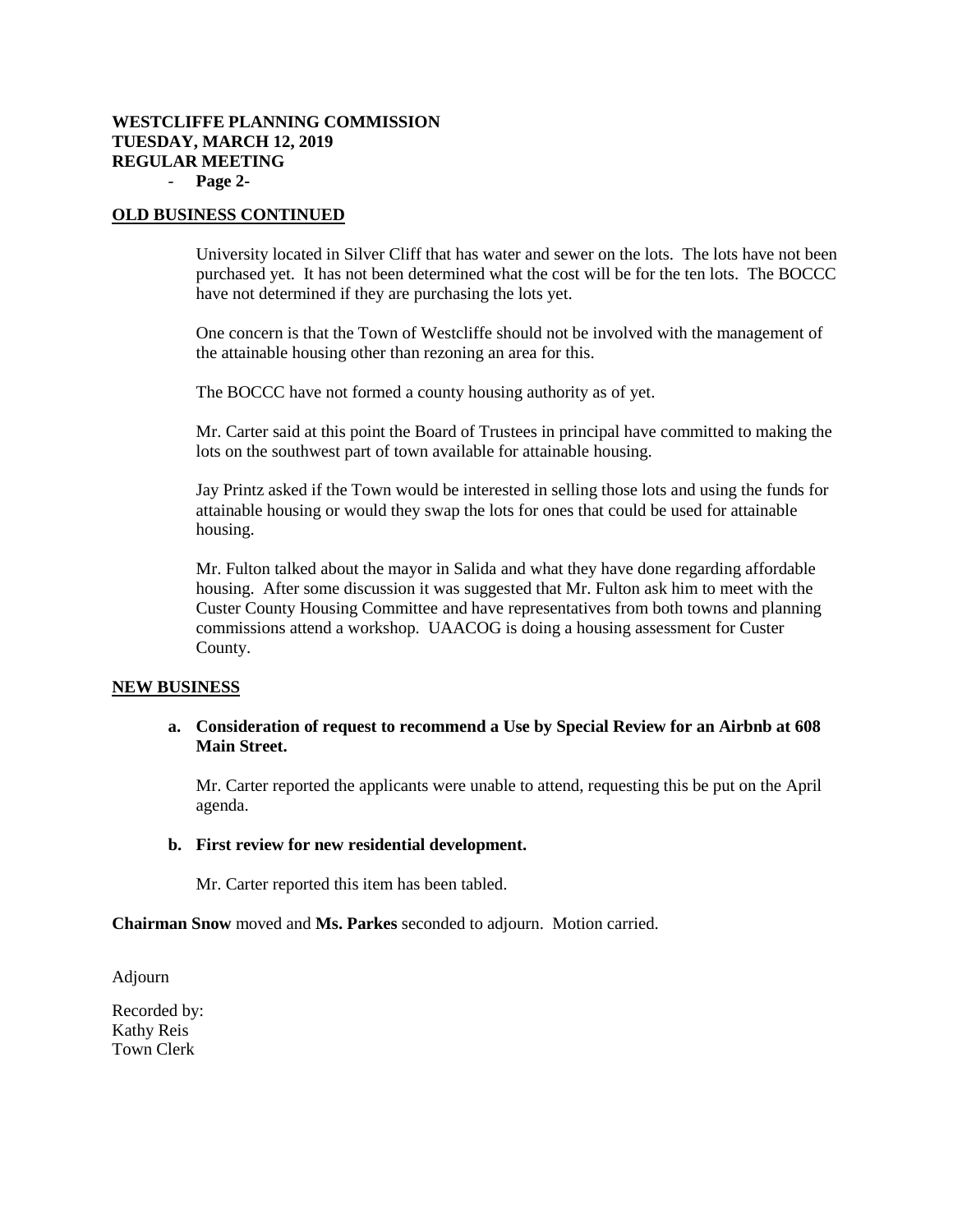**WESTCLIFFE PLANNING COMMISSION**
**TUESDAY, MARCH 12, 2019**
**REGULAR MEETING**

## OLD BUSINESS CONTINUED

University located in Silver Cliff that has water and sewer on the lots. The lots have not been purchased yet. It has not been determined what the cost will be for the ten lots. The BOCCC have not determined if they are purchasing the lots yet.

One concern is that the Town of Westcliffe should not be involved with the management of the attainable housing other than rezoning an area for this.

The BOCCC have not formed a county housing authority as of yet.

Mr. Carter said at this point the Board of Trustees in principal have committed to making the lots on the southwest part of town available for attainable housing.

Jay Printz asked if the Town would be interested in selling those lots and using the funds for attainable housing or would they swap the lots for ones that could be used for attainable housing.

Mr. Fulton talked about the mayor in Salida and what they have done regarding affordable housing. After some discussion it was suggested that Mr. Fulton ask him to meet with the Custer County Housing Committee and have representatives from both towns and planning commissions attend a workshop. UAACOG is doing a housing assessment for Custer County.

## NEW BUSINESS

**a. Consideration of request to recommend a Use by Special Review for an Airbnb at 608 Main Street.**

Mr. Carter reported the applicants were unable to attend, requesting this be put on the April agenda.

**b. First review for new residential development.**

Mr. Carter reported this item has been tabled.

**Chairman Snow** moved and **Ms. Parkes** seconded to adjourn. Motion carried.

Adjourn

Recorded by:
Kathy Reis
Town Clerk